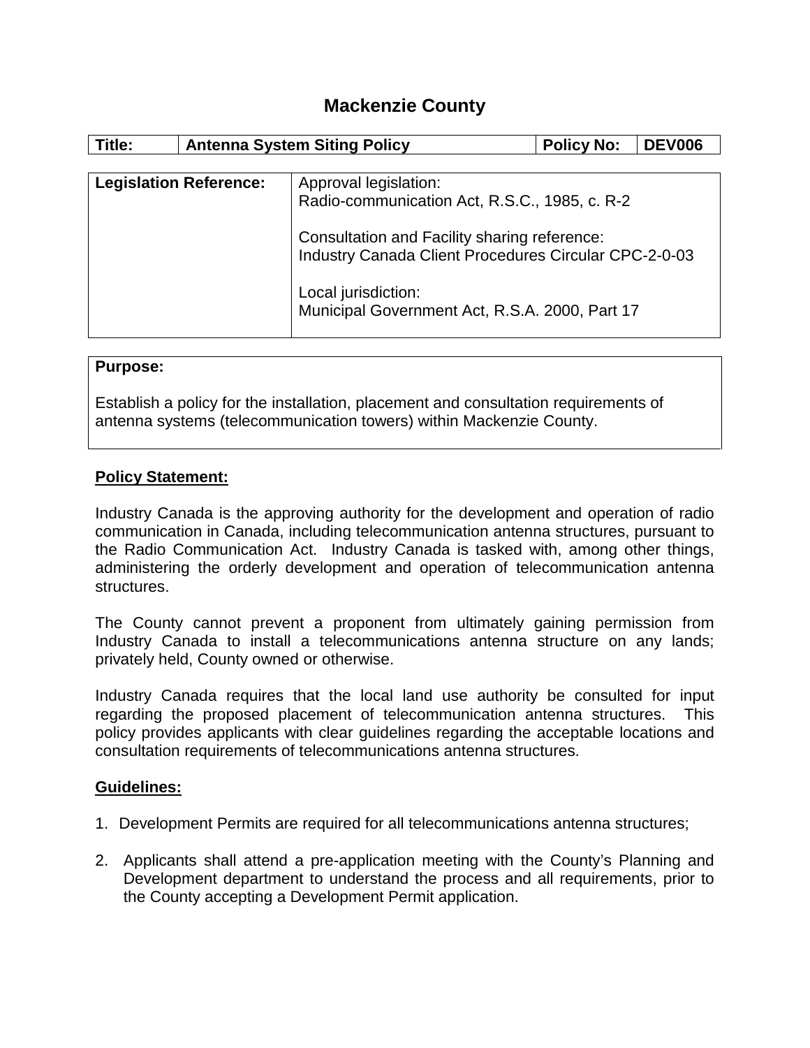# Mackenzie County

| Title: | Antenna System Siting Policy | Policy No: | DEV006 |
|---|---|---|---|

| Legislation Reference: | Approval legislation: Radio-communication Act, R.S.C., 1985, c. R-2<br><br>Consultation and Facility sharing reference: Industry Canada Client Procedures Circular CPC-2-0-03<br><br>Local jurisdiction: Municipal Government Act, R.S.A. 2000, Part 17 |
|---|---|

**Purpose:**

Establish a policy for the installation, placement and consultation requirements of antenna systems (telecommunication towers) within Mackenzie County.

## Policy Statement:

Industry Canada is the approving authority for the development and operation of radio communication in Canada, including telecommunication antenna structures, pursuant to the Radio Communication Act. Industry Canada is tasked with, among other things, administering the orderly development and operation of telecommunication antenna structures.

The County cannot prevent a proponent from ultimately gaining permission from Industry Canada to install a telecommunications antenna structure on any lands; privately held, County owned or otherwise.

Industry Canada requires that the local land use authority be consulted for input regarding the proposed placement of telecommunication antenna structures. This policy provides applicants with clear guidelines regarding the acceptable locations and consultation requirements of telecommunications antenna structures.

## Guidelines:

1. Development Permits are required for all telecommunications antenna structures;

2. Applicants shall attend a pre-application meeting with the County's Planning and Development department to understand the process and all requirements, prior to the County accepting a Development Permit application.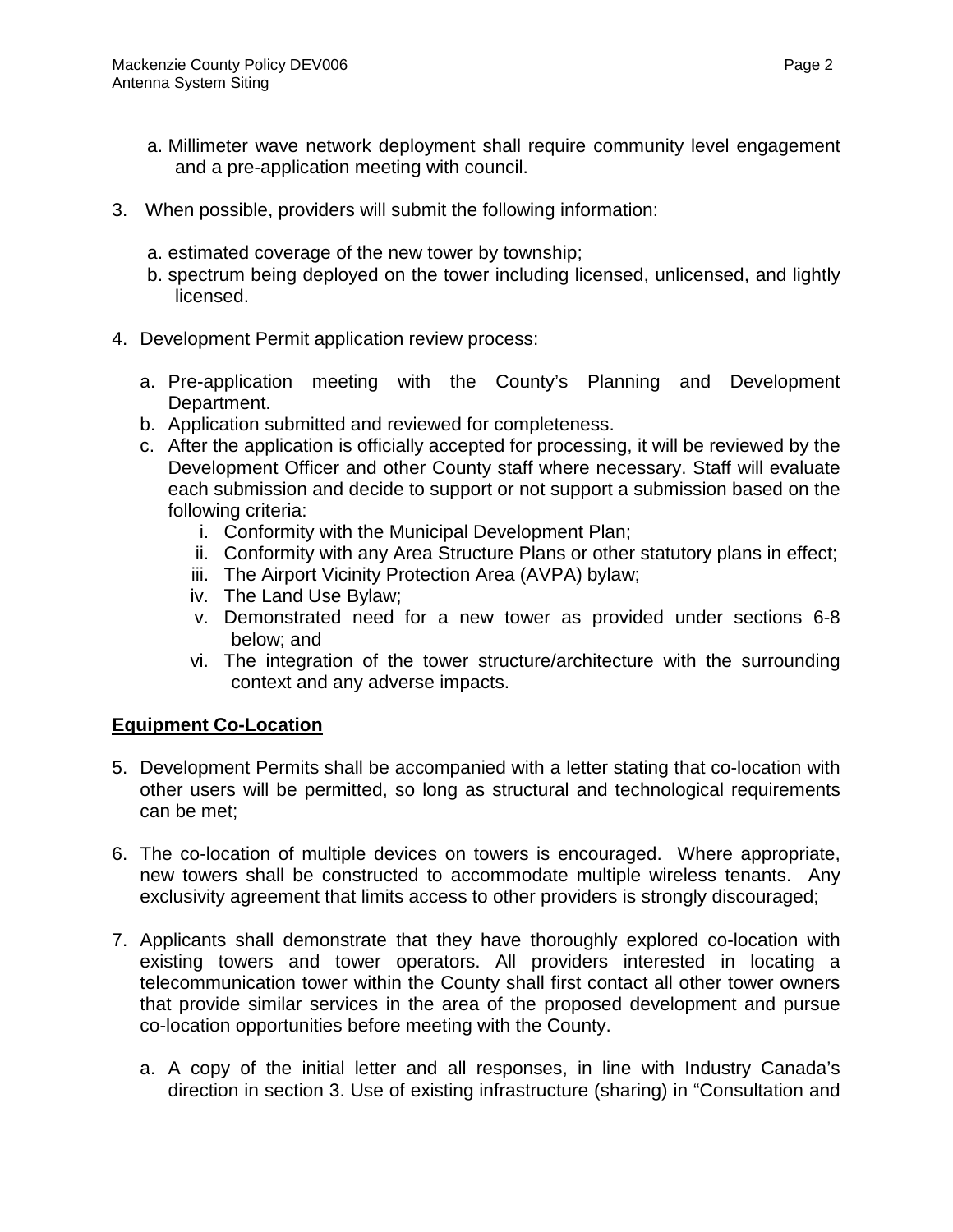a. Millimeter wave network deployment shall require community level engagement and a pre-application meeting with council.

3. When possible, providers will submit the following information:

   a. estimated coverage of the new tower by township;
   b. spectrum being deployed on the tower including licensed, unlicensed, and lightly licensed.

4. Development Permit application review process:

   a. Pre-application meeting with the County's Planning and Development Department.
   b. Application submitted and reviewed for completeness.
   c. After the application is officially accepted for processing, it will be reviewed by the Development Officer and other County staff where necessary. Staff will evaluate each submission and decide to support or not support a submission based on the following criteria:
      i. Conformity with the Municipal Development Plan;
      ii. Conformity with any Area Structure Plans or other statutory plans in effect;
      iii. The Airport Vicinity Protection Area (AVPA) bylaw;
      iv. The Land Use Bylaw;
      v. Demonstrated need for a new tower as provided under sections 6-8 below; and
      vi. The integration of the tower structure/architecture with the surrounding context and any adverse impacts.

## Equipment Co-Location

5. Development Permits shall be accompanied with a letter stating that co-location with other users will be permitted, so long as structural and technological requirements can be met;

6. The co-location of multiple devices on towers is encouraged. Where appropriate, new towers shall be constructed to accommodate multiple wireless tenants. Any exclusivity agreement that limits access to other providers is strongly discouraged;

7. Applicants shall demonstrate that they have thoroughly explored co-location with existing towers and tower operators. All providers interested in locating a telecommunication tower within the County shall first contact all other tower owners that provide similar services in the area of the proposed development and pursue co-location opportunities before meeting with the County.

   a. A copy of the initial letter and all responses, in line with Industry Canada's direction in section 3. Use of existing infrastructure (sharing) in "Consultation and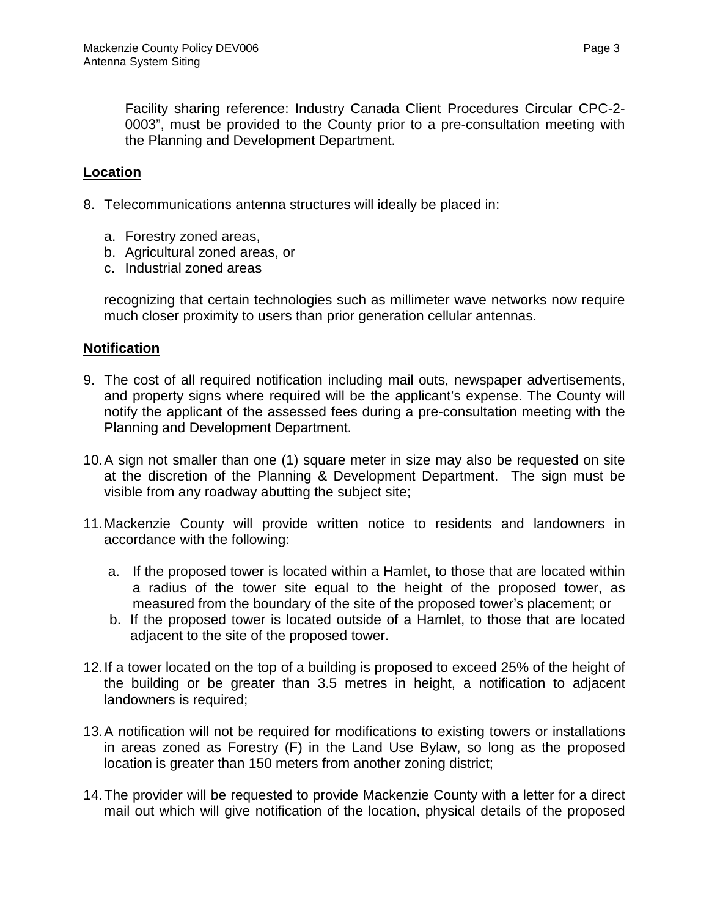Facility sharing reference: Industry Canada Client Procedures Circular CPC-2-0003", must be provided to the County prior to a pre-consultation meeting with the Planning and Development Department.

**Location**

8. Telecommunications antenna structures will ideally be placed in:

   a. Forestry zoned areas,
   b. Agricultural zoned areas, or
   c. Industrial zoned areas

   recognizing that certain technologies such as millimeter wave networks now require much closer proximity to users than prior generation cellular antennas.

**Notification**

9. The cost of all required notification including mail outs, newspaper advertisements, and property signs where required will be the applicant's expense. The County will notify the applicant of the assessed fees during a pre-consultation meeting with the Planning and Development Department.

10. A sign not smaller than one (1) square meter in size may also be requested on site at the discretion of the Planning & Development Department. The sign must be visible from any roadway abutting the subject site;

11. Mackenzie County will provide written notice to residents and landowners in accordance with the following:

    a. If the proposed tower is located within a Hamlet, to those that are located within a radius of the tower site equal to the height of the proposed tower, as measured from the boundary of the site of the proposed tower's placement; or
    b. If the proposed tower is located outside of a Hamlet, to those that are located adjacent to the site of the proposed tower.

12. If a tower located on the top of a building is proposed to exceed 25% of the height of the building or be greater than 3.5 metres in height, a notification to adjacent landowners is required;

13. A notification will not be required for modifications to existing towers or installations in areas zoned as Forestry (F) in the Land Use Bylaw, so long as the proposed location is greater than 150 meters from another zoning district;

14. The provider will be requested to provide Mackenzie County with a letter for a direct mail out which will give notification of the location, physical details of the proposed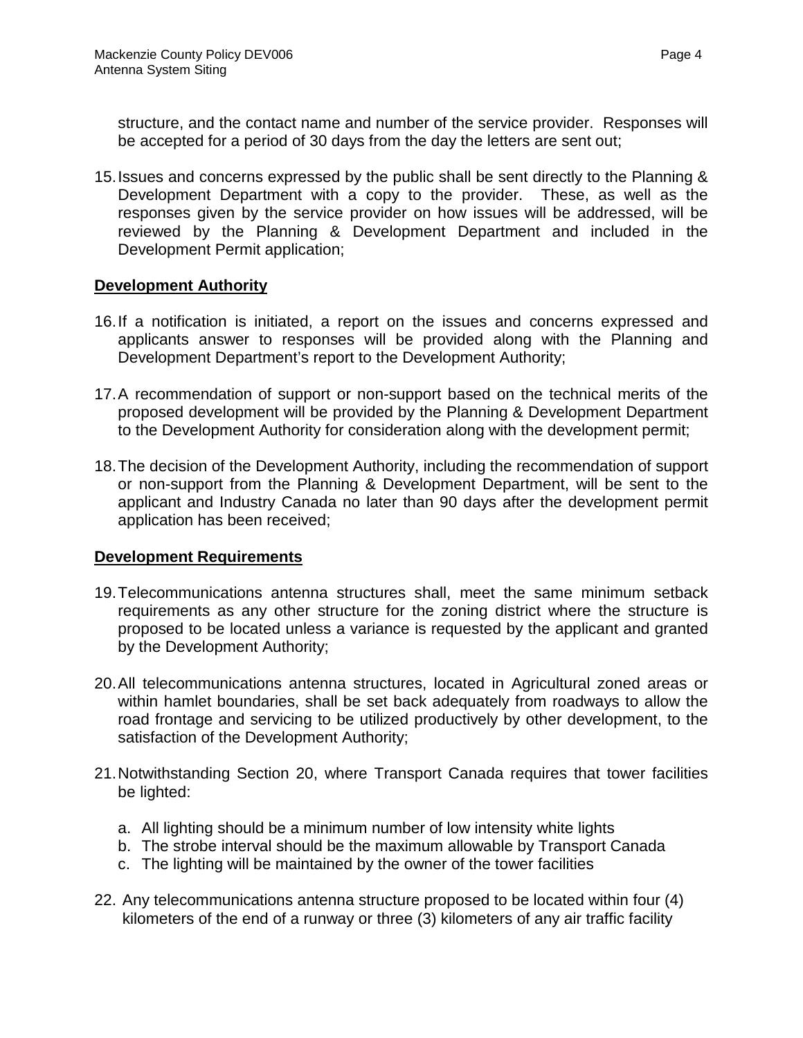structure, and the contact name and number of the service provider. Responses will be accepted for a period of 30 days from the day the letters are sent out;

15. Issues and concerns expressed by the public shall be sent directly to the Planning & Development Department with a copy to the provider. These, as well as the responses given by the service provider on how issues will be addressed, will be reviewed by the Planning & Development Department and included in the Development Permit application;

**Development Authority**

16. If a notification is initiated, a report on the issues and concerns expressed and applicants answer to responses will be provided along with the Planning and Development Department's report to the Development Authority;

17. A recommendation of support or non-support based on the technical merits of the proposed development will be provided by the Planning & Development Department to the Development Authority for consideration along with the development permit;

18. The decision of the Development Authority, including the recommendation of support or non-support from the Planning & Development Department, will be sent to the applicant and Industry Canada no later than 90 days after the development permit application has been received;

**Development Requirements**

19. Telecommunications antenna structures shall, meet the same minimum setback requirements as any other structure for the zoning district where the structure is proposed to be located unless a variance is requested by the applicant and granted by the Development Authority;

20. All telecommunications antenna structures, located in Agricultural zoned areas or within hamlet boundaries, shall be set back adequately from roadways to allow the road frontage and servicing to be utilized productively by other development, to the satisfaction of the Development Authority;

21. Notwithstanding Section 20, where Transport Canada requires that tower facilities be lighted:

    a. All lighting should be a minimum number of low intensity white lights
    b. The strobe interval should be the maximum allowable by Transport Canada
    c. The lighting will be maintained by the owner of the tower facilities

22. Any telecommunications antenna structure proposed to be located within four (4) kilometers of the end of a runway or three (3) kilometers of any air traffic facility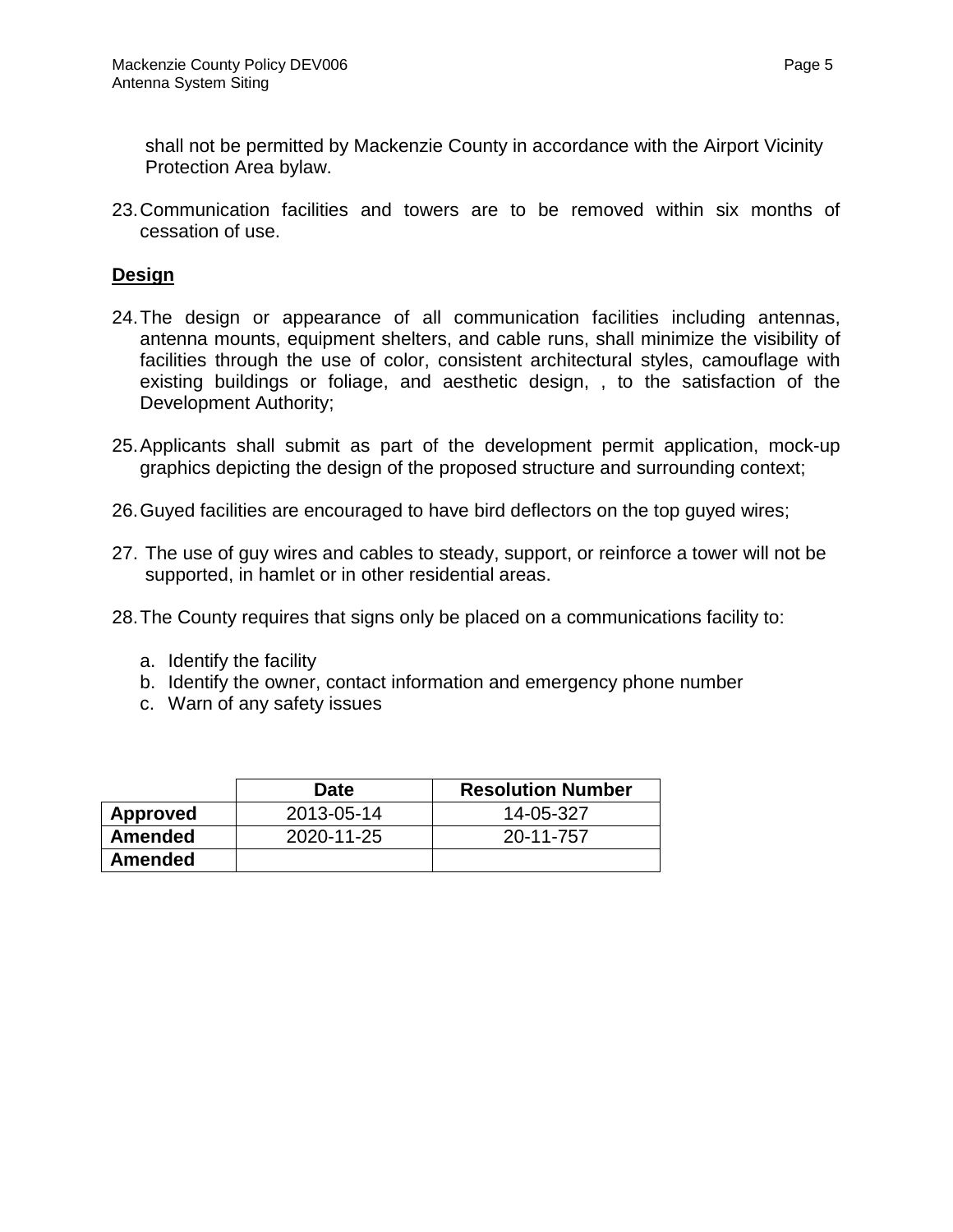shall not be permitted by Mackenzie County in accordance with the Airport Vicinity Protection Area bylaw.

23. Communication facilities and towers are to be removed within six months of cessation of use.

**Design**

24. The design or appearance of all communication facilities including antennas, antenna mounts, equipment shelters, and cable runs, shall minimize the visibility of facilities through the use of color, consistent architectural styles, camouflage with existing buildings or foliage, and aesthetic design, , to the satisfaction of the Development Authority;

25. Applicants shall submit as part of the development permit application, mock-up graphics depicting the design of the proposed structure and surrounding context;

26. Guyed facilities are encouraged to have bird deflectors on the top guyed wires;

27. The use of guy wires and cables to steady, support, or reinforce a tower will not be supported, in hamlet or in other residential areas.

28. The County requires that signs only be placed on a communications facility to:

    a. Identify the facility
    b. Identify the owner, contact information and emergency phone number
    c. Warn of any safety issues

| | Date | Resolution Number |
|---|---|---|
| **Approved** | 2013-05-14 | 14-05-327 |
| **Amended** | 2020-11-25 | 20-11-757 |
| **Amended** | | |